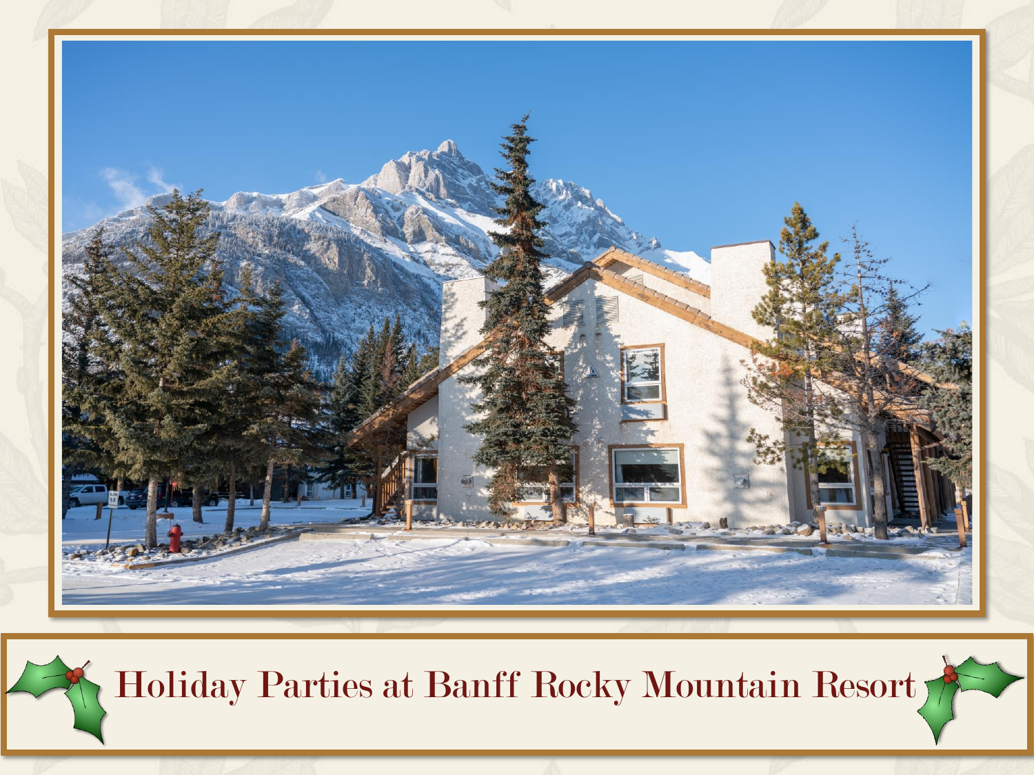# Holiday Parties at Banff Rocky Mountain Resort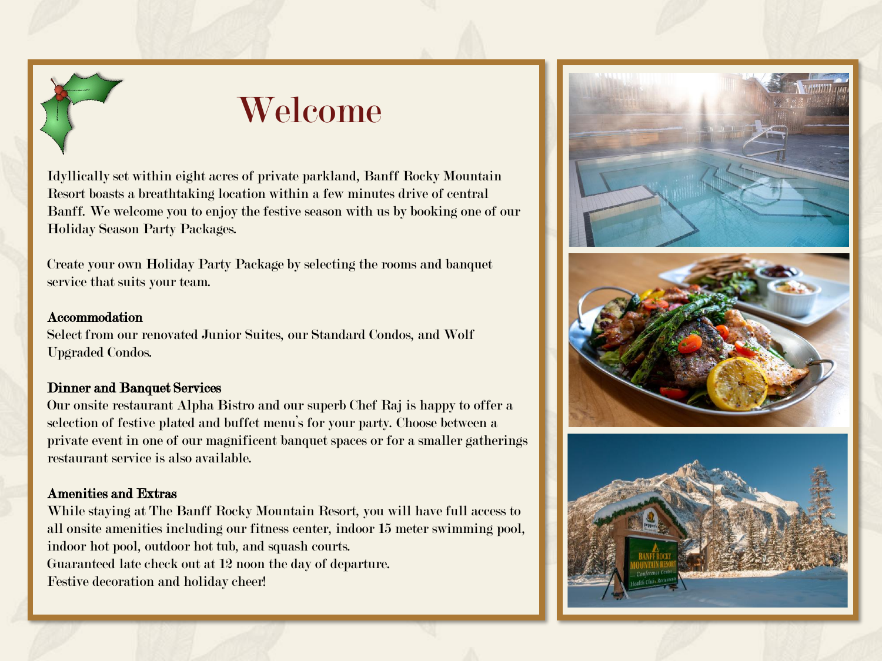# Welcome

Idyllically set within eight acres of private parkland, Banff Rocky Mountain Resort boasts a breathtaking location within a few minutes drive of central Banff. We welcome you to enjoy the festive season with us by booking one of our Holiday Season Party Packages.

Create your own Holiday Party Package by selecting the rooms and banquet service that suits your team.

**Accommodation**
Select from our renovated Junior Suites, our Standard Condos, and Wolf Upgraded Condos.

**Dinner and Banquet Services**
Our onsite restaurant Alpha Bistro and our superb Chef Raj is happy to offer a selection of festive plated and buffet menu's for your party. Choose between a private event in one of our magnificent banquet spaces or for a smaller gatherings restaurant service is also available.

**Amenities and Extras**
While staying at The Banff Rocky Mountain Resort, you will have full access to all onsite amenities including our fitness center, indoor 15 meter swimming pool, indoor hot pool, outdoor hot tub, and squash courts.
Guaranteed late check out at 12 noon the day of departure.
Festive decoration and holiday cheer!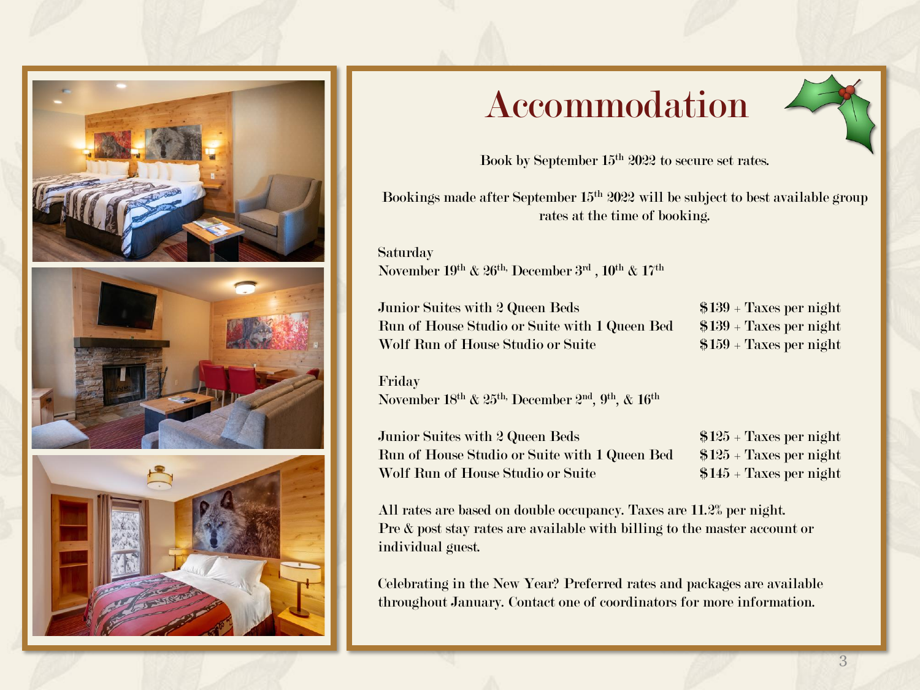# Accommodation

Book by September 15th 2022 to secure set rates.

Bookings made after September 15th 2022 will be subject to best available group rates at the time of booking.

Saturday
November 19th & 26th, December 3rd, 10th & 17th

| Room | Rate |
|---|---|
| Junior Suites with 2 Queen Beds | $139 + Taxes per night |
| Run of House Studio or Suite with 1 Queen Bed | $139 + Taxes per night |
| Wolf Run of House Studio or Suite | $159 + Taxes per night |

Friday
November 18th & 25th, December 2nd, 9th, & 16th

| Room | Rate |
|---|---|
| Junior Suites with 2 Queen Beds | $125 + Taxes per night |
| Run of House Studio or Suite with 1 Queen Bed | $125 + Taxes per night |
| Wolf Run of House Studio or Suite | $145 + Taxes per night |

All rates are based on double occupancy. Taxes are 11.2% per night.
Pre & post stay rates are available with billing to the master account or individual guest.

Celebrating in the New Year? Preferred rates and packages are available throughout January. Contact one of coordinators for more information.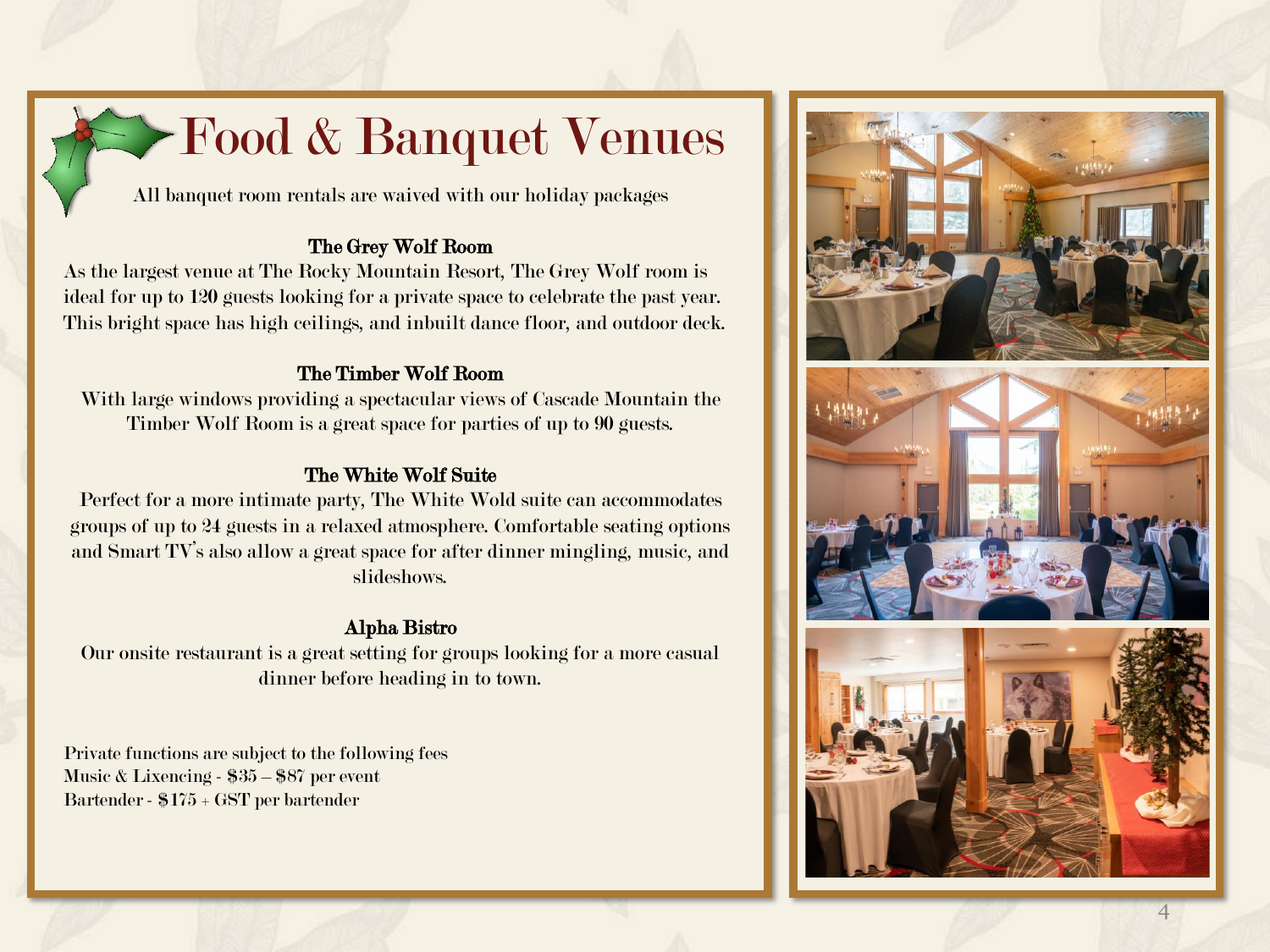# Food & Banquet Venues

All banquet room rentals are waived with our holiday packages

### The Grey Wolf Room

As the largest venue at The Rocky Mountain Resort, The Grey Wolf room is ideal for up to 120 guests looking for a private space to celebrate the past year. This bright space has high ceilings, and inbuilt dance floor, and outdoor deck.

### The Timber Wolf Room

With large windows providing a spectacular views of Cascade Mountain the Timber Wolf Room is a great space for parties of up to 90 guests.

### The White Wolf Suite

Perfect for a more intimate party, The White Wold suite can accommodates groups of up to 24 guests in a relaxed atmosphere. Comfortable seating options and Smart TV's also allow a great space for after dinner mingling, music, and slideshows.

### Alpha Bistro

Our onsite restaurant is a great setting for groups looking for a more casual dinner before heading in to town.

Private functions are subject to the following fees  
Music & Lixencing - $35 – $87 per event  
Bartender - $175 + GST per bartender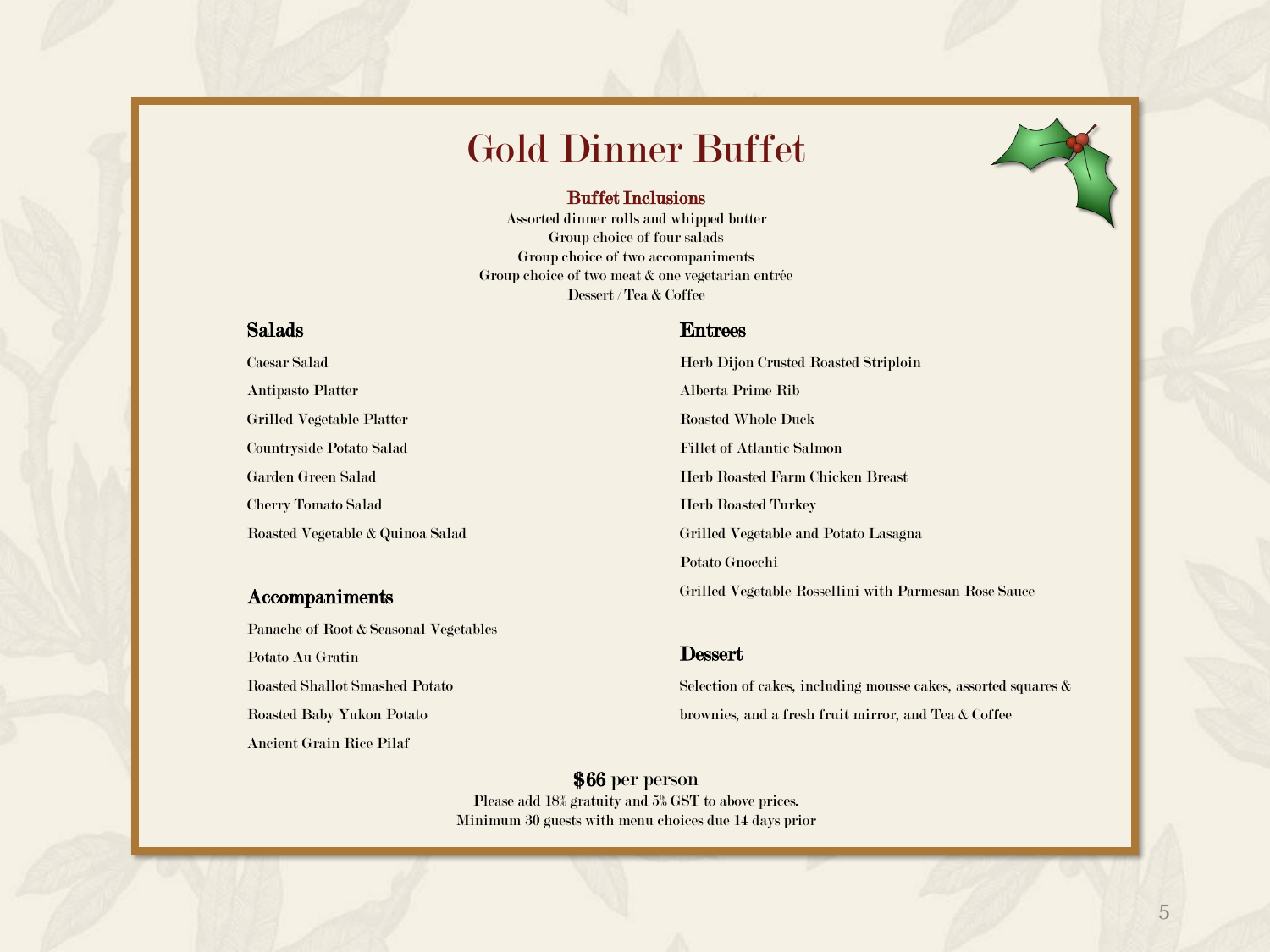# Gold Dinner Buffet

### Buffet Inclusions

Assorted dinner rolls and whipped butter
Group choice of four salads
Group choice of two accompaniments
Group choice of two meat & one vegetarian entrée
Dessert / Tea & Coffee

## Salads

Caesar Salad

Antipasto Platter

Grilled Vegetable Platter

Countryside Potato Salad

Garden Green Salad

Cherry Tomato Salad

Roasted Vegetable & Quinoa Salad

## Accompaniments

Panache of Root & Seasonal Vegetables

Potato Au Gratin

Roasted Shallot Smashed Potato

Roasted Baby Yukon Potato

Ancient Grain Rice Pilaf

## Entrees

Herb Dijon Crusted Roasted Striploin

Alberta Prime Rib

Roasted Whole Duck

Fillet of Atlantic Salmon

Herb Roasted Farm Chicken Breast

Herb Roasted Turkey

Grilled Vegetable and Potato Lasagna

Potato Gnocchi

Grilled Vegetable Rossellini with Parmesan Rose Sauce

## Dessert

Selection of cakes, including mousse cakes, assorted squares & brownies, and a fresh fruit mirror, and Tea & Coffee

**$66** per person
Please add 18% gratuity and 5% GST to above prices.
Minimum 30 guests with menu choices due 14 days prior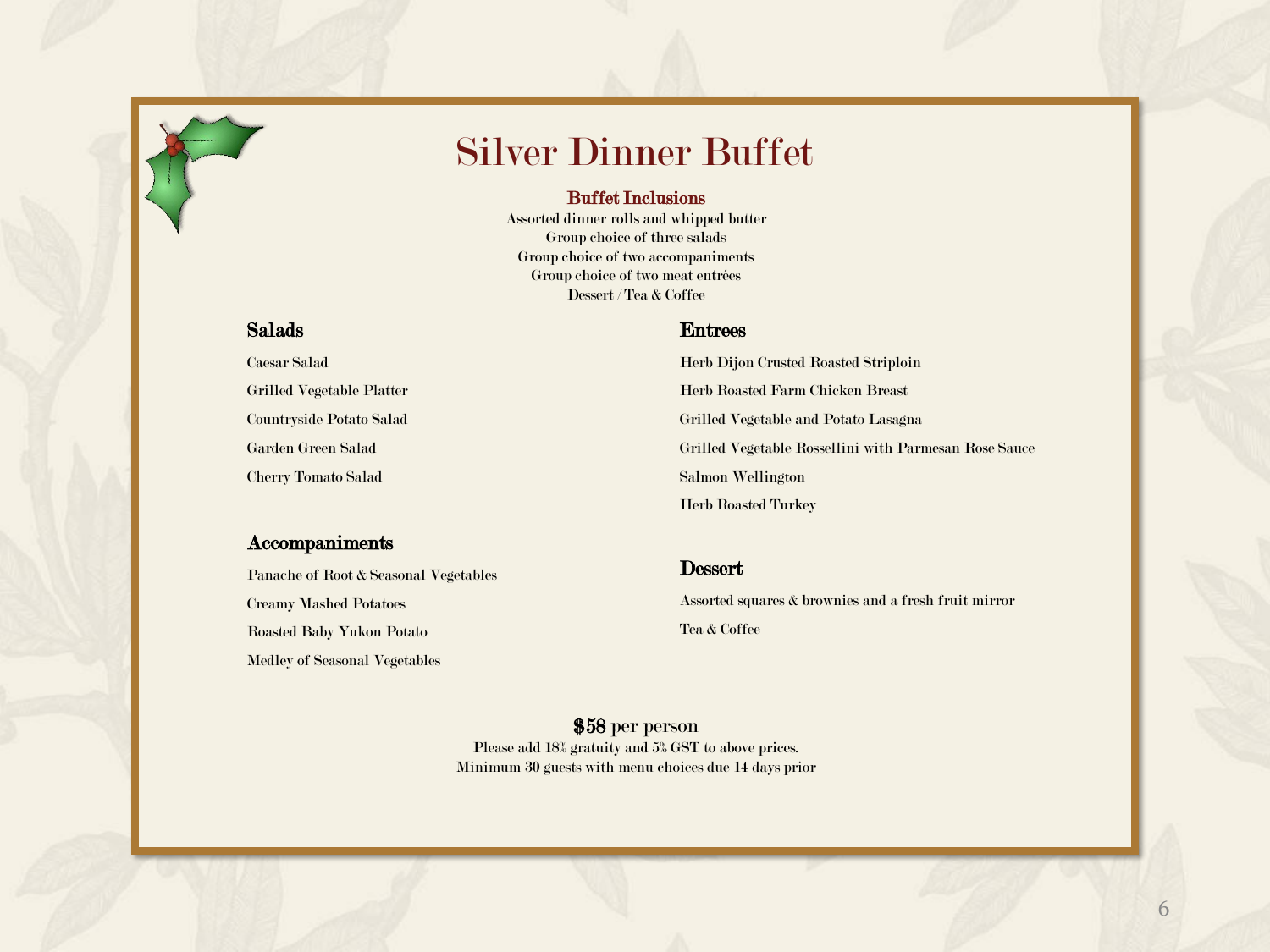# Silver Dinner Buffet

**Buffet Inclusions**

Assorted dinner rolls and whipped butter
Group choice of three salads
Group choice of two accompaniments
Group choice of two meat entrées
Dessert / Tea & Coffee

## Salads

Caesar Salad

Grilled Vegetable Platter

Countryside Potato Salad

Garden Green Salad

Cherry Tomato Salad

## Accompaniments

Panache of Root & Seasonal Vegetables

Creamy Mashed Potatoes

Roasted Baby Yukon Potato

Medley of Seasonal Vegetables

## Entrees

Herb Dijon Crusted Roasted Striploin

Herb Roasted Farm Chicken Breast

Grilled Vegetable and Potato Lasagna

Grilled Vegetable Rossellini with Parmesan Rose Sauce

Salmon Wellington

Herb Roasted Turkey

## Dessert

Assorted squares & brownies and a fresh fruit mirror

Tea & Coffee

**$58** per person

Please add 18% gratuity and 5% GST to above prices.
Minimum 30 guests with menu choices due 14 days prior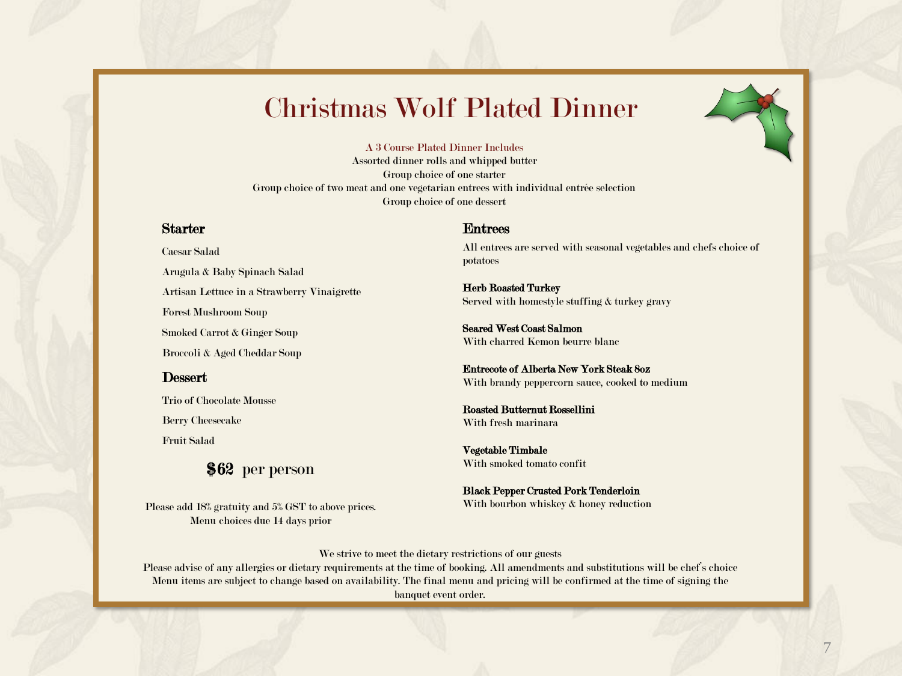# Christmas Wolf Plated Dinner

A 3 Course Plated Dinner Includes
Assorted dinner rolls and whipped butter
Group choice of one starter
Group choice of two meat and one vegetarian entrees with individual entrée selection
Group choice of one dessert

## Starter

Caesar Salad

Arugula & Baby Spinach Salad

Artisan Lettuce in a Strawberry Vinaigrette

Forest Mushroom Soup

Smoked Carrot & Ginger Soup

Broccoli & Aged Cheddar Soup

## Dessert

Trio of Chocolate Mousse

Berry Cheesecake

Fruit Salad

**$62** per person

Please add 18% gratuity and 5% GST to above prices.
Menu choices due 14 days prior

## Entrees

All entrees are served with seasonal vegetables and chefs choice of potatoes

**Herb Roasted Turkey**
Served with homestyle stuffing & turkey gravy

**Seared West Coast Salmon**
With charred Kemon beurre blanc

**Entrecote of Alberta New York Steak 8oz**
With brandy peppercorn sauce, cooked to medium

**Roasted Butternut Rossellini**
With fresh marinara

**Vegetable Timbale**
With smoked tomato confit

**Black Pepper Crusted Pork Tenderloin**
With bourbon whiskey & honey reduction

We strive to meet the dietary restrictions of our guests
Please advise of any allergies or dietary requirements at the time of booking. All amendments and substitutions will be chef's choice
Menu items are subject to change based on availability. The final menu and pricing will be confirmed at the time of signing the banquet event order.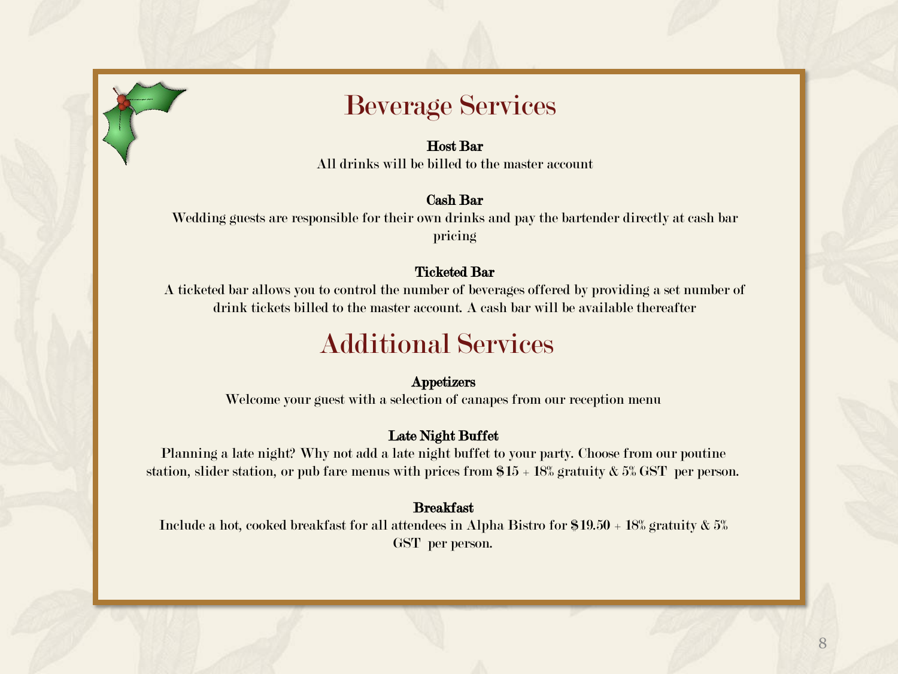# Beverage Services

### Host Bar

All drinks will be billed to the master account

### Cash Bar

Wedding guests are responsible for their own drinks and pay the bartender directly at cash bar pricing

### Ticketed Bar

A ticketed bar allows you to control the number of beverages offered by providing a set number of drink tickets billed to the master account. A cash bar will be available thereafter

# Additional Services

### Appetizers

Welcome your guest with a selection of canapes from our reception menu

### Late Night Buffet

Planning a late night? Why not add a late night buffet to your party. Choose from our poutine station, slider station, or pub fare menus with prices from $15 + 18% gratuity & 5% GST per person.

### Breakfast

Include a hot, cooked breakfast for all attendees in Alpha Bistro for $19.50 + 18% gratuity & 5% GST per person.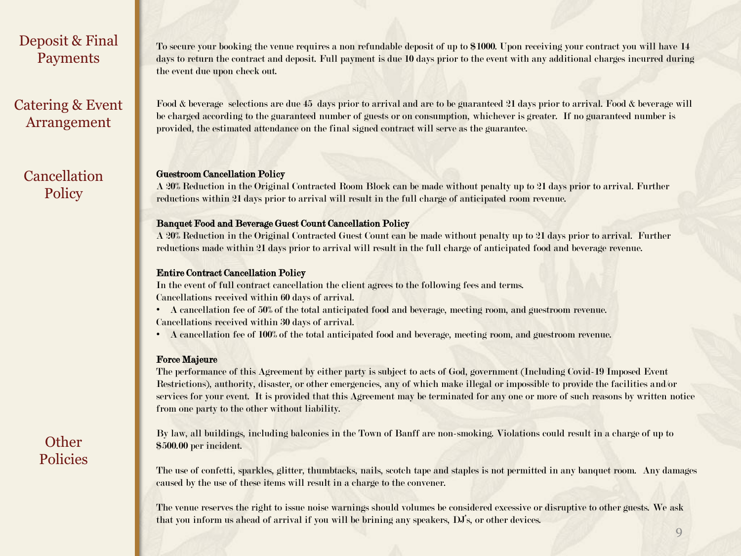## Deposit & Final Payments

To secure your booking the venue requires a non refundable deposit of up to $1000. Upon receiving your contract you will have 14 days to return the contract and deposit. Full payment is due 10 days prior to the event with any additional charges incurred during the event due upon check out.

## Catering & Event Arrangement

Food & beverage selections are due 45 days prior to arrival and are to be guaranteed 21 days prior to arrival. Food & beverage will be charged according to the guaranteed number of guests or on consumption, whichever is greater. If no guaranteed number is provided, the estimated attendance on the final signed contract will serve as the guarantee.

## Cancellation Policy

**Guestroom Cancellation Policy**

A 20% Reduction in the Original Contracted Room Block can be made without penalty up to 21 days prior to arrival. Further reductions within 21 days prior to arrival will result in the full charge of anticipated room revenue.

**Banquet Food and Beverage Guest Count Cancellation Policy**

A 20% Reduction in the Original Contracted Guest Count can be made without penalty up to 21 days prior to arrival. Further reductions made within 21 days prior to arrival will result in the full charge of anticipated food and beverage revenue.

**Entire Contract Cancellation Policy**

In the event of full contract cancellation the client agrees to the following fees and terms.

Cancellations received within 60 days of arrival.

- A cancellation fee of 50% of the total anticipated food and beverage, meeting room, and guestroom revenue.

Cancellations received within 30 days of arrival.

- A cancellation fee of 100% of the total anticipated food and beverage, meeting room, and guestroom revenue.

**Force Majeure**

The performance of this Agreement by either party is subject to acts of God, government (Including Covid-19 Imposed Event Restrictions), authority, disaster, or other emergencies, any of which make illegal or impossible to provide the facilities and/or services for your event. It is provided that this Agreement may be terminated for any one or more of such reasons by written notice from one party to the other without liability.

## Other Policies

By law, all buildings, including balconies in the Town of Banff are non-smoking. Violations could result in a charge of up to $500.00 per incident.

The use of confetti, sparkles, glitter, thumbtacks, nails, scotch tape and staples is not permitted in any banquet room. Any damages caused by the use of these items will result in a charge to the convener.

The venue reserves the right to issue noise warnings should volumes be considered excessive or disruptive to other guests. We ask that you inform us ahead of arrival if you will be brining any speakers, DJ's, or other devices.